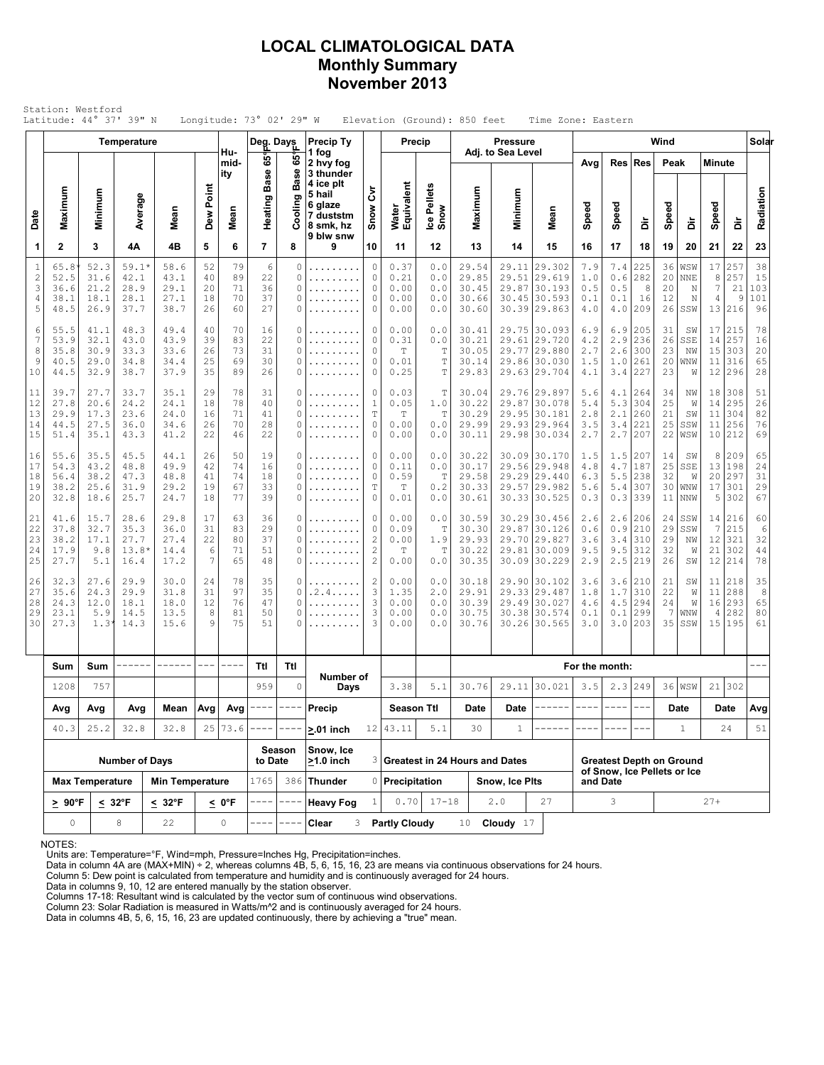# LOCAL CLIMATOLOGICAL DATA
## Monthly Summary
## November 2013

Station: Westford
Latitude: 44° 37' 39" N   Longitude: 73° 02' 29" W   Elevation (Ground): 850 feet   Time Zone: Eastern

| Date | Temperature Maximum | Temperature Minimum | Temperature Average | Temperature Mean | Dew Point | Humidity Mean | Deg. Days Heating Base 65°F | Deg. Days Cooling Base 65°F | Precip Ty (1 fog, 2 hvy fog, 3 thunder, 4 ice plt, 5 hail, 6 glaze, 7 duststm, 8 smk, hz, 9 blw snw) | Snow Cvr | Precip Water Equivalent | Precip Ice Pellets Snow | Pressure Adj. to Sea Level Maximum | Pressure Minimum | Pressure Mean | Wind Avg Speed | Wind Res Speed | Wind Res Dir | Wind Peak Speed | Wind Peak Dir | Wind Minute Speed | Wind Minute Dir | Solar Radiation |
|---|---|---|---|---|---|---|---|---|---|---|---|---|---|---|---|---|---|---|---|---|---|---|---|
| 1 | 2 | 3 | 4A | 4B | 5 | 6 | 7 | 8 | 9 | 10 | 11 | 12 | 13 | 14 | 15 | 16 | 17 | 18 | 19 | 20 | 21 | 22 | 23 |
| 1 | 65.8* | 52.3 | 59.1* | 58.6 | 52 | 79 | 6 | 0 | ......... | 0 | 0.37 | 0.0 | 29.54 | 29.11 | 29.302 | 7.9 | 7.4 | 225 | 36 | WSW | 17 | 257 | 38 |
| 2 | 52.5 | 31.6 | 42.1 | 43.1 | 40 | 89 | 22 | 0 | ......... | 0 | 0.21 | 0.0 | 29.85 | 29.51 | 29.619 | 1.0 | 0.6 | 282 | 20 | NNE | 8 | 257 | 15 |
| 3 | 36.6 | 21.2 | 28.9 | 29.1 | 20 | 71 | 36 | 0 | ......... | 0 | 0.00 | 0.0 | 30.45 | 29.87 | 30.193 | 0.5 | 0.5 | 8 | 20 | N | 7 | 21 | 103 |
| 4 | 38.1 | 18.1 | 28.1 | 27.1 | 18 | 70 | 37 | 0 | ......... | 0 | 0.00 | 0.0 | 30.66 | 30.45 | 30.593 | 0.1 | 0.1 | 16 | 12 | N | 4 | 9 | 101 |
| 5 | 48.5 | 26.9 | 37.7 | 38.7 | 26 | 60 | 27 | 0 | ......... | 0 | 0.00 | 0.0 | 30.60 | 30.39 | 29.863 | 4.0 | 4.0 | 209 | 26 | SSW | 13 | 216 | 96 |
| 6 | 55.5 | 41.1 | 48.3 | 49.4 | 40 | 70 | 16 | 0 | ......... | 0 | 0.00 | 0.0 | 30.41 | 29.75 | 30.093 | 6.9 | 6.9 | 205 | 31 | SW | 17 | 215 | 78 |
| 7 | 53.9 | 32.1 | 43.0 | 43.9 | 39 | 83 | 22 | 0 | ......... | 0 | 0.31 | 0.0 | 30.21 | 29.61 | 29.720 | 4.2 | 2.9 | 236 | 26 | SSE | 14 | 257 | 16 |
| 8 | 35.8 | 30.9 | 33.3 | 33.6 | 26 | 73 | 31 | 0 | ......... | 0 | T | T | 30.05 | 29.77 | 29.880 | 2.7 | 2.6 | 300 | 23 | NW | 15 | 303 | 20 |
| 9 | 40.5 | 29.0 | 34.8 | 34.4 | 25 | 69 | 30 | 0 | ......... | 0 | 0.01 | T | 30.14 | 29.86 | 30.030 | 1.5 | 1.0 | 261 | 20 | WNW | 11 | 316 | 65 |
| 10 | 44.5 | 32.9 | 38.7 | 37.9 | 35 | 89 | 26 | 0 | ......... | 0 | 0.25 | T | 29.83 | 29.63 | 29.704 | 4.1 | 3.4 | 227 | 23 | W | 12 | 296 | 28 |
| 11 | 39.7 | 27.7 | 33.7 | 35.1 | 29 | 78 | 31 | 0 | ......... | 0 | 0.03 | T | 30.04 | 29.76 | 29.897 | 5.6 | 4.1 | 264 | 34 | NW | 18 | 308 | 51 |
| 12 | 27.8 | 20.6 | 24.2 | 24.1 | 18 | 78 | 40 | 0 | ......... | 1 | 0.05 | 1.0 | 30.22 | 29.87 | 30.078 | 5.4 | 5.3 | 304 | 25 | W | 14 | 295 | 26 |
| 13 | 29.9 | 17.3 | 23.6 | 24.0 | 16 | 71 | 41 | 0 | ......... | T | T | T | 30.29 | 29.95 | 30.181 | 2.8 | 2.1 | 260 | 21 | SW | 11 | 304 | 82 |
| 14 | 44.5 | 27.5 | 36.0 | 34.6 | 26 | 70 | 28 | 0 | ......... | 0 | 0.00 | 0.0 | 29.99 | 29.93 | 29.964 | 3.5 | 3.4 | 221 | 25 | SSW | 11 | 256 | 76 |
| 15 | 51.4 | 35.1 | 43.3 | 41.2 | 22 | 46 | 22 | 0 | ......... | 0 | 0.00 | 0.0 | 30.11 | 29.98 | 30.034 | 2.7 | 2.7 | 207 | 22 | WSW | 10 | 212 | 69 |
| 16 | 55.6 | 35.5 | 45.5 | 44.1 | 26 | 50 | 19 | 0 | ......... | 0 | 0.00 | 0.0 | 30.22 | 30.09 | 30.170 | 1.5 | 1.5 | 207 | 14 | SW | 8 | 209 | 65 |
| 17 | 54.3 | 43.2 | 48.8 | 49.9 | 42 | 74 | 16 | 0 | ......... | 0 | 0.11 | 0.0 | 30.17 | 29.56 | 29.948 | 4.8 | 4.7 | 187 | 25 | SSE | 13 | 198 | 24 |
| 18 | 56.4 | 38.2 | 47.3 | 48.8 | 41 | 74 | 18 | 0 | ......... | 0 | 0.59 | T | 29.58 | 29.29 | 29.440 | 6.3 | 5.5 | 238 | 32 | W | 20 | 297 | 31 |
| 19 | 38.2 | 25.6 | 31.9 | 29.2 | 19 | 67 | 33 | 0 | ......... | T | T | 0.2 | 30.33 | 29.57 | 29.982 | 5.6 | 5.4 | 307 | 30 | WNW | 17 | 301 | 29 |
| 20 | 32.8 | 18.6 | 25.7 | 24.7 | 18 | 77 | 39 | 0 | ......... | 0 | 0.01 | 0.0 | 30.61 | 30.33 | 30.525 | 0.3 | 0.3 | 339 | 11 | NNW | 5 | 302 | 67 |
| 21 | 41.6 | 15.7 | 28.6 | 29.8 | 17 | 63 | 36 | 0 | ......... | 0 | 0.00 | 0.0 | 30.59 | 30.29 | 30.456 | 2.6 | 2.6 | 206 | 24 | SSW | 14 | 216 | 60 |
| 22 | 37.8 | 32.7 | 35.3 | 36.0 | 31 | 83 | 29 | 0 | ......... | 0 | 0.09 | T | 30.30 | 29.87 | 30.126 | 0.6 | 0.9 | 210 | 29 | SSW | 7 | 215 | 6 |
| 23 | 38.2 | 17.1 | 27.7 | 27.4 | 22 | 80 | 37 | 0 | ......... | 2 | 0.00 | 1.9 | 29.93 | 29.70 | 29.827 | 3.6 | 3.4 | 310 | 29 | NW | 12 | 321 | 32 |
| 24 | 17.9 | 9.8 | 13.8* | 14.4 | 6 | 71 | 51 | 0 | ......... | 2 | T | T | 30.22 | 29.81 | 30.009 | 9.5 | 9.5 | 312 | 32 | W | 21 | 302 | 44 |
| 25 | 27.7 | 5.1 | 16.4 | 17.2 | 7 | 65 | 48 | 0 | ......... | 2 | 0.00 | 0.0 | 30.35 | 30.09 | 30.229 | 2.9 | 2.5 | 219 | 26 | SW | 12 | 214 | 78 |
| 26 | 32.3 | 27.6 | 29.9 | 30.0 | 24 | 78 | 35 | 0 | ......... | 2 | 0.00 | 0.0 | 30.18 | 29.90 | 30.102 | 3.6 | 3.6 | 210 | 21 | SW | 11 | 218 | 35 |
| 27 | 35.6 | 24.3 | 29.9 | 31.8 | 31 | 97 | 35 | 0 | .2.4..... | 3 | 1.35 | 2.0 | 29.91 | 29.33 | 29.487 | 1.8 | 1.7 | 310 | 22 | W | 11 | 288 | 8 |
| 28 | 24.3 | 12.0 | 18.1 | 18.0 | 12 | 76 | 47 | 0 | ......... | 3 | 0.00 | 0.0 | 30.39 | 29.49 | 30.027 | 4.6 | 4.5 | 294 | 24 | W | 16 | 293 | 65 |
| 29 | 23.1 | 5.9 | 14.5 | 13.5 | 8 | 81 | 50 | 0 | ......... | 3 | 0.00 | 0.0 | 30.75 | 30.38 | 30.574 | 0.1 | 0.1 | 299 | 7 | WNW | 4 | 282 | 80 |
| 30 | 27.3 | 1.3* | 14.3 | 15.6 | 9 | 75 | 51 | 0 | ......... | 3 | 0.00 | 0.0 | 30.76 | 30.26 | 30.565 | 3.0 | 3.0 | 203 | 35 | SSW | 15 | 195 | 61 |

| Sum | Sum | ------ | ------ | --- | ---- | Ttl | Ttl | Number of Days | | | | For the month: | | | | | | | | | | | --- |
|---|---|---|---|---|---|---|---|---|---|---|---|---|---|---|---|---|---|---|---|---|---|---|---|
| 1208 | 757 | | | | | 959 | 0 | | | 3.38 | 5.1 | 30.76 | 29.11 | 30.021 | 3.5 | 2.3 | 249 | 36 | WSW | 21 | 302 | | |
| Avg | Avg | Avg | Mean | Avg | Avg | ---- | ---- | Precip | | Season Ttl | | Date | Date | ------ | ---- | ---- | --- | Date | | Date | | Avg | |
| 40.3 | 25.2 | 32.8 | 32.8 | 25 | 73.6 | ---- | ---- | ≥.01 inch | 12 | 43.11 | 5.1 | 30 | 1 | ------ | ---- | ---- | --- | 1 | | 24 | | 51 | |

| Number of Days | | | | Season to Date | | Snow, Ice ≥1.0 inch | 3 | Greatest in 24 Hours and Dates | | | | Greatest Depth on Ground of Snow, Ice Pellets or Ice and Date | |
|---|---|---|---|---|---|---|---|---|---|---|---|---|---|
| Max Temperature | | Min Temperature | | 1765 | 386 | Thunder | 0 | Precipitation | | Snow, Ice Plts | | | |
| ≥ 90°F | ≤ 32°F | ≤ 32°F | ≤ 0°F | ---- | ---- | Heavy Fog | 1 | 0.70 | 17-18 | 2.0 | 27 | 3 | 27+ |
| 0 | 8 | 22 | 0 | ---- | ---- | Clear | 3 | Partly Cloudy | 10 | Cloudy | 17 | | |

NOTES:
Units are: Temperature=°F, Wind=mph, Pressure=Inches Hg, Precipitation=inches.
Data in column 4A are (MAX+MIN) ÷ 2, whereas columns 4B, 5, 6, 15, 16, 23 are means via continuous observations for 24 hours.
Column 5: Dew point is calculated from temperature and humidity and is continuously averaged for 24 hours.
Data in columns 9, 10, 12 are entered manually by the station observer.
Columns 17-18: Resultant wind is calculated by the vector sum of continuous wind observations.
Column 23: Solar Radiation is measured in Watts/m^2 and is continuously averaged for 24 hours.
Data in columns 4B, 5, 6, 15, 16, 23 are updated continuously, there by achieving a "true" mean.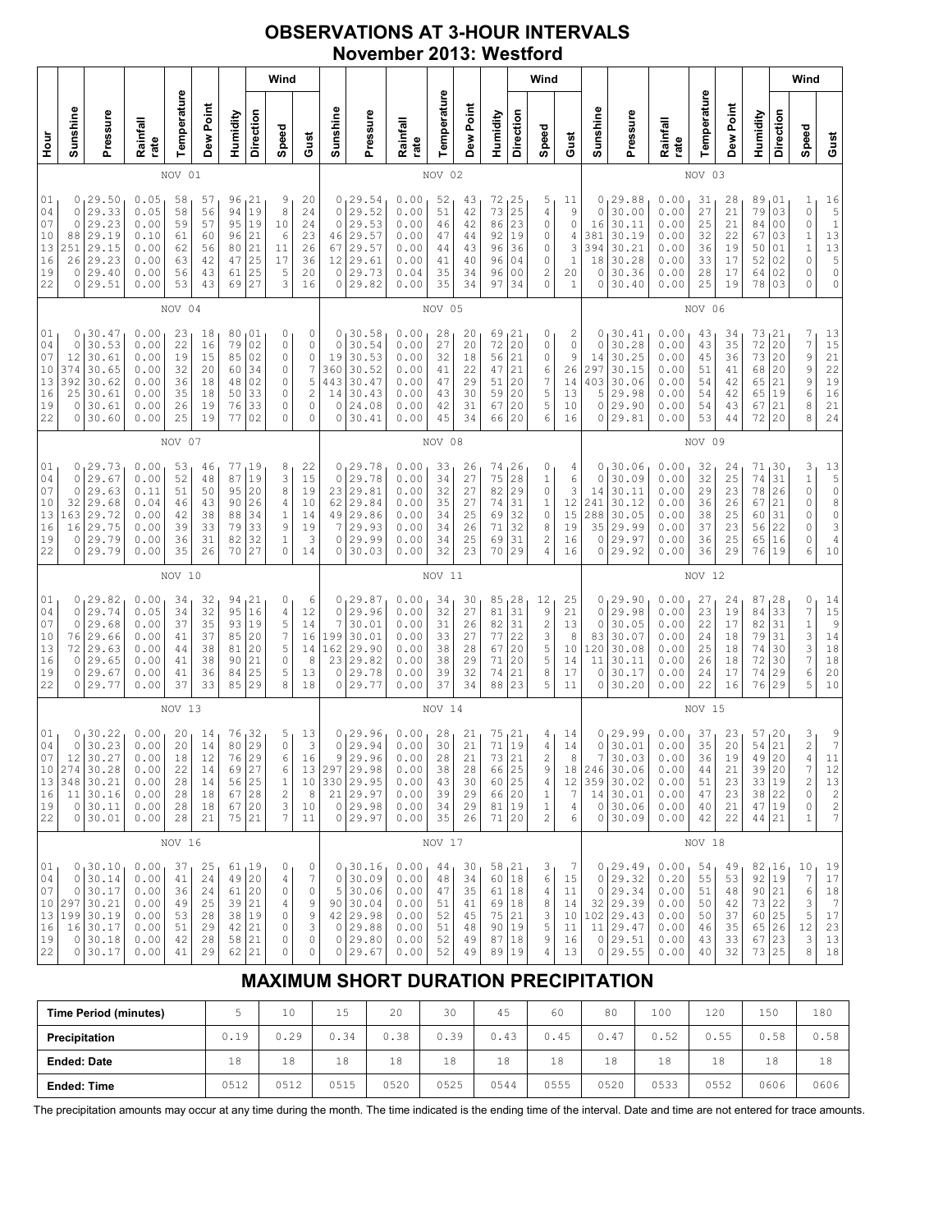# OBSERVATIONS AT 3-HOUR INTERVALS
## November 2013: Westford

### NOV 01

| Hour | Sunshine | Pressure | Rainfall rate | Temperature | Dew Point | Humidity | Wind Direction | Wind Speed | Wind Gust |
|---|---|---|---|---|---|---|---|---|---|
| 01 | 0 | 29.50 | 0.05 | 58 | 57 | 96 | 21 | 9 | 20 |
| 04 | 0 | 29.33 | 0.05 | 58 | 56 | 94 | 19 | 8 | 24 |
| 07 | 0 | 29.23 | 0.00 | 59 | 57 | 95 | 19 | 10 | 24 |
| 10 | 88 | 29.19 | 0.10 | 61 | 60 | 96 | 21 | 6 | 23 |
| 13 | 251 | 29.15 | 0.00 | 62 | 56 | 80 | 21 | 11 | 26 |
| 16 | 26 | 29.23 | 0.00 | 63 | 42 | 47 | 25 | 17 | 36 |
| 19 | 0 | 29.40 | 0.00 | 56 | 43 | 61 | 25 | 5 | 20 |
| 22 | 0 | 29.51 | 0.00 | 53 | 43 | 69 | 27 | 3 | 16 |

### NOV 02

| Hour | Sunshine | Pressure | Rainfall rate | Temperature | Dew Point | Humidity | Wind Direction | Wind Speed | Wind Gust |
|---|---|---|---|---|---|---|---|---|---|
| 01 | 0 | 29.54 | 0.00 | 52 | 43 | 72 | 25 | 5 | 11 |
| 04 | 0 | 29.52 | 0.00 | 51 | 42 | 73 | 25 | 4 | 9 |
| 07 | 0 | 29.53 | 0.00 | 46 | 42 | 86 | 23 | 0 | 0 |
| 10 | 46 | 29.57 | 0.00 | 47 | 44 | 92 | 19 | 0 | 4 |
| 13 | 67 | 29.57 | 0.00 | 44 | 43 | 96 | 36 | 0 | 3 |
| 16 | 12 | 29.61 | 0.00 | 41 | 40 | 96 | 04 | 0 | 1 |
| 19 | 0 | 29.73 | 0.04 | 35 | 34 | 96 | 00 | 2 | 20 |
| 22 | 0 | 29.82 | 0.00 | 35 | 34 | 97 | 34 | 0 | 1 |

### NOV 03

| Hour | Sunshine | Pressure | Rainfall rate | Temperature | Dew Point | Humidity | Wind Direction | Wind Speed | Wind Gust |
|---|---|---|---|---|---|---|---|---|---|
| 01 | 0 | 29.88 | 0.00 | 31 | 28 | 89 | 01 | 1 | 16 |
| 04 | 0 | 30.00 | 0.00 | 27 | 21 | 79 | 03 | 0 | 5 |
| 07 | 16 | 30.11 | 0.00 | 25 | 21 | 84 | 00 | 0 | 1 |
| 10 | 381 | 30.19 | 0.00 | 32 | 22 | 67 | 03 | 1 | 13 |
| 13 | 394 | 30.21 | 0.00 | 36 | 19 | 50 | 01 | 1 | 13 |
| 16 | 18 | 30.28 | 0.00 | 33 | 17 | 52 | 02 | 0 | 5 |
| 19 | 0 | 30.36 | 0.00 | 28 | 17 | 64 | 02 | 0 | 0 |
| 22 | 0 | 30.40 | 0.00 | 25 | 19 | 78 | 03 | 0 | 0 |

### NOV 04

| Hour | Sunshine | Pressure | Rainfall rate | Temperature | Dew Point | Humidity | Wind Direction | Wind Speed | Wind Gust |
|---|---|---|---|---|---|---|---|---|---|
| 01 | 0 | 30.47 | 0.00 | 23 | 18 | 80 | 01 | 0 | 0 |
| 04 | 0 | 30.53 | 0.00 | 22 | 16 | 79 | 02 | 0 | 0 |
| 07 | 12 | 30.61 | 0.00 | 19 | 15 | 85 | 02 | 0 | 0 |
| 10 | 374 | 30.65 | 0.00 | 32 | 20 | 60 | 34 | 0 | 7 |
| 13 | 392 | 30.62 | 0.00 | 36 | 18 | 48 | 02 | 0 | 5 |
| 16 | 25 | 30.61 | 0.00 | 35 | 18 | 50 | 33 | 0 | 2 |
| 19 | 0 | 30.61 | 0.00 | 26 | 19 | 76 | 33 | 0 | 0 |
| 22 | 0 | 30.60 | 0.00 | 25 | 19 | 77 | 02 | 0 | 0 |

### NOV 05

| Hour | Sunshine | Pressure | Rainfall rate | Temperature | Dew Point | Humidity | Wind Direction | Wind Speed | Wind Gust |
|---|---|---|---|---|---|---|---|---|---|
| 01 | 0 | 30.58 | 0.00 | 28 | 20 | 69 | 21 | 0 | 2 |
| 04 | 0 | 30.54 | 0.00 | 27 | 20 | 72 | 20 | 0 | 0 |
| 07 | 19 | 30.53 | 0.00 | 32 | 18 | 56 | 21 | 0 | 9 |
| 10 | 360 | 30.52 | 0.00 | 41 | 22 | 47 | 21 | 6 | 26 |
| 13 | 443 | 30.47 | 0.00 | 47 | 29 | 51 | 20 | 7 | 14 |
| 16 | 14 | 30.43 | 0.00 | 43 | 30 | 59 | 20 | 5 | 13 |
| 19 | 0 | 24.08 | 0.00 | 42 | 31 | 67 | 20 | 5 | 10 |
| 22 | 0 | 30.41 | 0.00 | 45 | 34 | 66 | 20 | 6 | 16 |

### NOV 06

| Hour | Sunshine | Pressure | Rainfall rate | Temperature | Dew Point | Humidity | Wind Direction | Wind Speed | Wind Gust |
|---|---|---|---|---|---|---|---|---|---|
| 01 | 0 | 30.41 | 0.00 | 43 | 34 | 73 | 21 | 7 | 13 |
| 04 | 0 | 30.28 | 0.00 | 43 | 35 | 72 | 20 | 7 | 15 |
| 07 | 14 | 30.25 | 0.00 | 45 | 36 | 73 | 20 | 9 | 21 |
| 10 | 297 | 30.15 | 0.00 | 51 | 41 | 68 | 20 | 9 | 22 |
| 13 | 403 | 30.06 | 0.00 | 54 | 42 | 65 | 21 | 9 | 19 |
| 16 | 5 | 29.98 | 0.00 | 54 | 42 | 65 | 19 | 6 | 16 |
| 19 | 0 | 29.90 | 0.00 | 54 | 43 | 67 | 21 | 8 | 21 |
| 22 | 0 | 29.81 | 0.00 | 53 | 44 | 72 | 20 | 8 | 24 |

### NOV 07

| Hour | Sunshine | Pressure | Rainfall rate | Temperature | Dew Point | Humidity | Wind Direction | Wind Speed | Wind Gust |
|---|---|---|---|---|---|---|---|---|---|
| 01 | 0 | 29.73 | 0.00 | 53 | 46 | 77 | 19 | 8 | 22 |
| 04 | 0 | 29.67 | 0.00 | 52 | 48 | 87 | 19 | 3 | 15 |
| 07 | 0 | 29.63 | 0.11 | 51 | 50 | 95 | 20 | 8 | 19 |
| 10 | 32 | 29.68 | 0.04 | 46 | 43 | 90 | 26 | 4 | 10 |
| 13 | 163 | 29.72 | 0.00 | 42 | 38 | 88 | 34 | 1 | 14 |
| 16 | 16 | 29.75 | 0.00 | 39 | 33 | 79 | 33 | 9 | 19 |
| 19 | 0 | 29.79 | 0.00 | 36 | 31 | 82 | 32 | 1 | 3 |
| 22 | 0 | 29.79 | 0.00 | 35 | 26 | 70 | 27 | 0 | 14 |

### NOV 08

| Hour | Sunshine | Pressure | Rainfall rate | Temperature | Dew Point | Humidity | Wind Direction | Wind Speed | Wind Gust |
|---|---|---|---|---|---|---|---|---|---|
| 01 | 0 | 29.78 | 0.00 | 33 | 26 | 74 | 26 | 0 | 4 |
| 04 | 0 | 29.78 | 0.00 | 34 | 27 | 75 | 28 | 1 | 6 |
| 07 | 23 | 29.81 | 0.00 | 32 | 27 | 82 | 29 | 0 | 3 |
| 10 | 62 | 29.84 | 0.00 | 35 | 27 | 74 | 31 | 1 | 12 |
| 13 | 49 | 29.86 | 0.00 | 34 | 25 | 69 | 32 | 0 | 15 |
| 16 | 7 | 29.93 | 0.00 | 34 | 26 | 71 | 32 | 8 | 19 |
| 19 | 0 | 29.99 | 0.00 | 34 | 25 | 69 | 31 | 2 | 16 |
| 22 | 0 | 30.03 | 0.00 | 32 | 23 | 70 | 29 | 4 | 16 |

### NOV 09

| Hour | Sunshine | Pressure | Rainfall rate | Temperature | Dew Point | Humidity | Wind Direction | Wind Speed | Wind Gust |
|---|---|---|---|---|---|---|---|---|---|
| 01 | 0 | 30.06 | 0.00 | 32 | 24 | 71 | 30 | 3 | 13 |
| 04 | 0 | 30.09 | 0.00 | 32 | 25 | 74 | 31 | 1 | 5 |
| 07 | 14 | 30.11 | 0.00 | 29 | 23 | 78 | 26 | 0 | 0 |
| 10 | 241 | 30.12 | 0.00 | 36 | 26 | 67 | 21 | 0 | 8 |
| 13 | 288 | 30.05 | 0.00 | 38 | 25 | 60 | 31 | 0 | 0 |
| 16 | 35 | 29.99 | 0.00 | 37 | 23 | 56 | 22 | 0 | 3 |
| 19 | 0 | 29.97 | 0.00 | 36 | 25 | 65 | 16 | 0 | 4 |
| 22 | 0 | 29.92 | 0.00 | 36 | 29 | 76 | 19 | 6 | 10 |

### NOV 10

| Hour | Sunshine | Pressure | Rainfall rate | Temperature | Dew Point | Humidity | Wind Direction | Wind Speed | Wind Gust |
|---|---|---|---|---|---|---|---|---|---|
| 01 | 0 | 29.82 | 0.00 | 34 | 32 | 94 | 21 | 0 | 6 |
| 04 | 0 | 29.74 | 0.05 | 34 | 32 | 95 | 16 | 4 | 12 |
| 07 | 0 | 29.68 | 0.00 | 37 | 35 | 93 | 19 | 5 | 14 |
| 10 | 76 | 29.66 | 0.00 | 41 | 37 | 85 | 20 | 7 | 16 |
| 13 | 72 | 29.63 | 0.00 | 44 | 38 | 81 | 20 | 5 | 14 |
| 16 | 0 | 29.65 | 0.00 | 41 | 38 | 90 | 21 | 0 | 8 |
| 19 | 0 | 29.67 | 0.00 | 41 | 36 | 84 | 25 | 5 | 13 |
| 22 | 0 | 29.77 | 0.00 | 37 | 33 | 85 | 29 | 8 | 18 |

### NOV 11

| Hour | Sunshine | Pressure | Rainfall rate | Temperature | Dew Point | Humidity | Wind Direction | Wind Speed | Wind Gust |
|---|---|---|---|---|---|---|---|---|---|
| 01 | 0 | 29.87 | 0.00 | 34 | 30 | 85 | 28 | 12 | 25 |
| 04 | 0 | 29.96 | 0.00 | 32 | 27 | 81 | 31 | 9 | 21 |
| 07 | 7 | 30.01 | 0.00 | 31 | 26 | 82 | 31 | 2 | 13 |
| 10 | 199 | 30.01 | 0.00 | 33 | 27 | 77 | 22 | 3 | 8 |
| 13 | 162 | 29.90 | 0.00 | 38 | 28 | 67 | 20 | 5 | 10 |
| 16 | 23 | 29.82 | 0.00 | 38 | 29 | 71 | 20 | 5 | 14 |
| 19 | 0 | 29.78 | 0.00 | 39 | 32 | 74 | 21 | 8 | 17 |
| 22 | 0 | 29.77 | 0.00 | 37 | 34 | 88 | 23 | 5 | 11 |

### NOV 12

| Hour | Sunshine | Pressure | Rainfall rate | Temperature | Dew Point | Humidity | Wind Direction | Wind Speed | Wind Gust |
|---|---|---|---|---|---|---|---|---|---|
| 01 | 0 | 29.90 | 0.00 | 27 | 24 | 87 | 28 | 0 | 14 |
| 04 | 0 | 29.98 | 0.00 | 23 | 19 | 84 | 33 | 7 | 15 |
| 07 | 0 | 30.05 | 0.00 | 22 | 17 | 82 | 31 | 1 | 9 |
| 10 | 83 | 30.07 | 0.00 | 24 | 18 | 79 | 31 | 3 | 14 |
| 13 | 120 | 30.08 | 0.00 | 25 | 18 | 74 | 30 | 3 | 18 |
| 16 | 11 | 30.11 | 0.00 | 26 | 18 | 72 | 30 | 7 | 18 |
| 19 | 0 | 30.17 | 0.00 | 24 | 17 | 74 | 29 | 6 | 20 |
| 22 | 0 | 30.20 | 0.00 | 22 | 16 | 76 | 29 | 5 | 10 |

### NOV 13

| Hour | Sunshine | Pressure | Rainfall rate | Temperature | Dew Point | Humidity | Wind Direction | Wind Speed | Wind Gust |
|---|---|---|---|---|---|---|---|---|---|
| 01 | 0 | 30.22 | 0.00 | 20 | 14 | 76 | 32 | 5 | 13 |
| 04 | 0 | 30.23 | 0.00 | 20 | 14 | 80 | 29 | 0 | 3 |
| 07 | 12 | 30.27 | 0.00 | 18 | 12 | 76 | 29 | 6 | 16 |
| 10 | 274 | 30.28 | 0.00 | 22 | 14 | 69 | 27 | 6 | 13 |
| 13 | 348 | 30.21 | 0.00 | 28 | 14 | 56 | 25 | 1 | 10 |
| 16 | 11 | 30.16 | 0.00 | 28 | 18 | 67 | 28 | 2 | 8 |
| 19 | 0 | 30.11 | 0.00 | 28 | 18 | 67 | 20 | 3 | 10 |
| 22 | 0 | 30.01 | 0.00 | 28 | 21 | 75 | 21 | 7 | 11 |

### NOV 14

| Hour | Sunshine | Pressure | Rainfall rate | Temperature | Dew Point | Humidity | Wind Direction | Wind Speed | Wind Gust |
|---|---|---|---|---|---|---|---|---|---|
| 01 | 0 | 29.96 | 0.00 | 28 | 21 | 75 | 21 | 4 | 14 |
| 04 | 0 | 29.94 | 0.00 | 30 | 21 | 71 | 19 | 4 | 14 |
| 07 | 9 | 29.96 | 0.00 | 28 | 21 | 73 | 21 | 2 | 8 |
| 10 | 297 | 29.98 | 0.00 | 38 | 28 | 66 | 25 | 9 | 18 |
| 13 | 330 | 29.95 | 0.00 | 43 | 30 | 60 | 25 | 4 | 12 |
| 16 | 21 | 29.97 | 0.00 | 39 | 29 | 66 | 20 | 1 | 7 |
| 19 | 0 | 29.98 | 0.00 | 34 | 29 | 81 | 19 | 1 | 4 |
| 22 | 0 | 29.97 | 0.00 | 35 | 26 | 71 | 20 | 2 | 6 |

### NOV 15

| Hour | Sunshine | Pressure | Rainfall rate | Temperature | Dew Point | Humidity | Wind Direction | Wind Speed | Wind Gust |
|---|---|---|---|---|---|---|---|---|---|
| 01 | 0 | 29.99 | 0.00 | 37 | 23 | 57 | 20 | 3 | 9 |
| 04 | 0 | 30.01 | 0.00 | 35 | 20 | 54 | 21 | 2 | 7 |
| 07 | 7 | 30.03 | 0.00 | 36 | 19 | 49 | 20 | 4 | 11 |
| 10 | 246 | 30.06 | 0.00 | 44 | 21 | 39 | 20 | 7 | 12 |
| 13 | 359 | 30.02 | 0.00 | 51 | 23 | 33 | 19 | 2 | 13 |
| 16 | 14 | 30.01 | 0.00 | 47 | 23 | 38 | 22 | 0 | 2 |
| 19 | 0 | 30.06 | 0.00 | 40 | 21 | 47 | 19 | 0 | 2 |
| 22 | 0 | 30.09 | 0.00 | 42 | 22 | 44 | 21 | 1 | 7 |

### NOV 16

| Hour | Sunshine | Pressure | Rainfall rate | Temperature | Dew Point | Humidity | Wind Direction | Wind Speed | Wind Gust |
|---|---|---|---|---|---|---|---|---|---|
| 01 | 0 | 30.10 | 0.00 | 37 | 25 | 61 | 19 | 0 | 0 |
| 04 | 0 | 30.14 | 0.00 | 41 | 24 | 49 | 20 | 4 | 7 |
| 07 | 0 | 30.17 | 0.00 | 36 | 24 | 61 | 20 | 0 | 0 |
| 10 | 297 | 30.21 | 0.00 | 49 | 25 | 39 | 21 | 4 | 9 |
| 13 | 199 | 30.19 | 0.00 | 53 | 28 | 38 | 19 | 0 | 9 |
| 16 | 16 | 30.17 | 0.00 | 51 | 29 | 42 | 21 | 0 | 3 |
| 19 | 0 | 30.18 | 0.00 | 42 | 28 | 58 | 21 | 0 | 0 |
| 22 | 0 | 30.17 | 0.00 | 41 | 29 | 62 | 21 | 0 | 0 |

### NOV 17

| Hour | Sunshine | Pressure | Rainfall rate | Temperature | Dew Point | Humidity | Wind Direction | Wind Speed | Wind Gust |
|---|---|---|---|---|---|---|---|---|---|
| 01 | 0 | 30.16 | 0.00 | 44 | 30 | 58 | 21 | 3 | 7 |
| 04 | 0 | 30.09 | 0.00 | 48 | 34 | 60 | 18 | 6 | 15 |
| 07 | 5 | 30.06 | 0.00 | 47 | 35 | 61 | 18 | 4 | 11 |
| 10 | 90 | 30.04 | 0.00 | 51 | 41 | 69 | 18 | 8 | 14 |
| 13 | 42 | 29.98 | 0.00 | 52 | 45 | 75 | 21 | 3 | 10 |
| 16 | 0 | 29.88 | 0.00 | 51 | 48 | 90 | 19 | 5 | 11 |
| 19 | 0 | 29.80 | 0.00 | 52 | 49 | 87 | 18 | 9 | 16 |
| 22 | 0 | 29.67 | 0.00 | 52 | 49 | 89 | 19 | 4 | 13 |

### NOV 18

| Hour | Sunshine | Pressure | Rainfall rate | Temperature | Dew Point | Humidity | Wind Direction | Wind Speed | Wind Gust |
|---|---|---|---|---|---|---|---|---|---|
| 01 | 0 | 29.49 | 0.00 | 54 | 49 | 82 | 16 | 10 | 19 |
| 04 | 0 | 29.32 | 0.20 | 55 | 53 | 92 | 19 | 7 | 17 |
| 07 | 0 | 29.34 | 0.00 | 51 | 48 | 90 | 21 | 6 | 18 |
| 10 | 32 | 29.39 | 0.00 | 50 | 42 | 73 | 22 | 3 | 7 |
| 13 | 102 | 29.43 | 0.00 | 50 | 37 | 60 | 25 | 5 | 17 |
| 16 | 11 | 29.47 | 0.00 | 46 | 35 | 65 | 26 | 12 | 23 |
| 19 | 0 | 29.51 | 0.00 | 43 | 33 | 67 | 23 | 3 | 13 |
| 22 | 0 | 29.55 | 0.00 | 40 | 32 | 73 | 25 | 8 | 18 |

## MAXIMUM SHORT DURATION PRECIPITATION

| Time Period (minutes) | 5 | 10 | 15 | 20 | 30 | 45 | 60 | 80 | 100 | 120 | 150 | 180 |
|---|---|---|---|---|---|---|---|---|---|---|---|---|
| Precipitation | 0.19 | 0.29 | 0.34 | 0.38 | 0.39 | 0.43 | 0.45 | 0.47 | 0.52 | 0.55 | 0.58 | 0.58 |
| Ended: Date | 18 | 18 | 18 | 18 | 18 | 18 | 18 | 18 | 18 | 18 | 18 | 18 |
| Ended: Time | 0512 | 0512 | 0515 | 0520 | 0525 | 0544 | 0555 | 0520 | 0533 | 0552 | 0606 | 0606 |

The precipitation amounts may occur at any time during the month. The time indicated is the ending time of the interval. Date and time are not entered for trace amounts.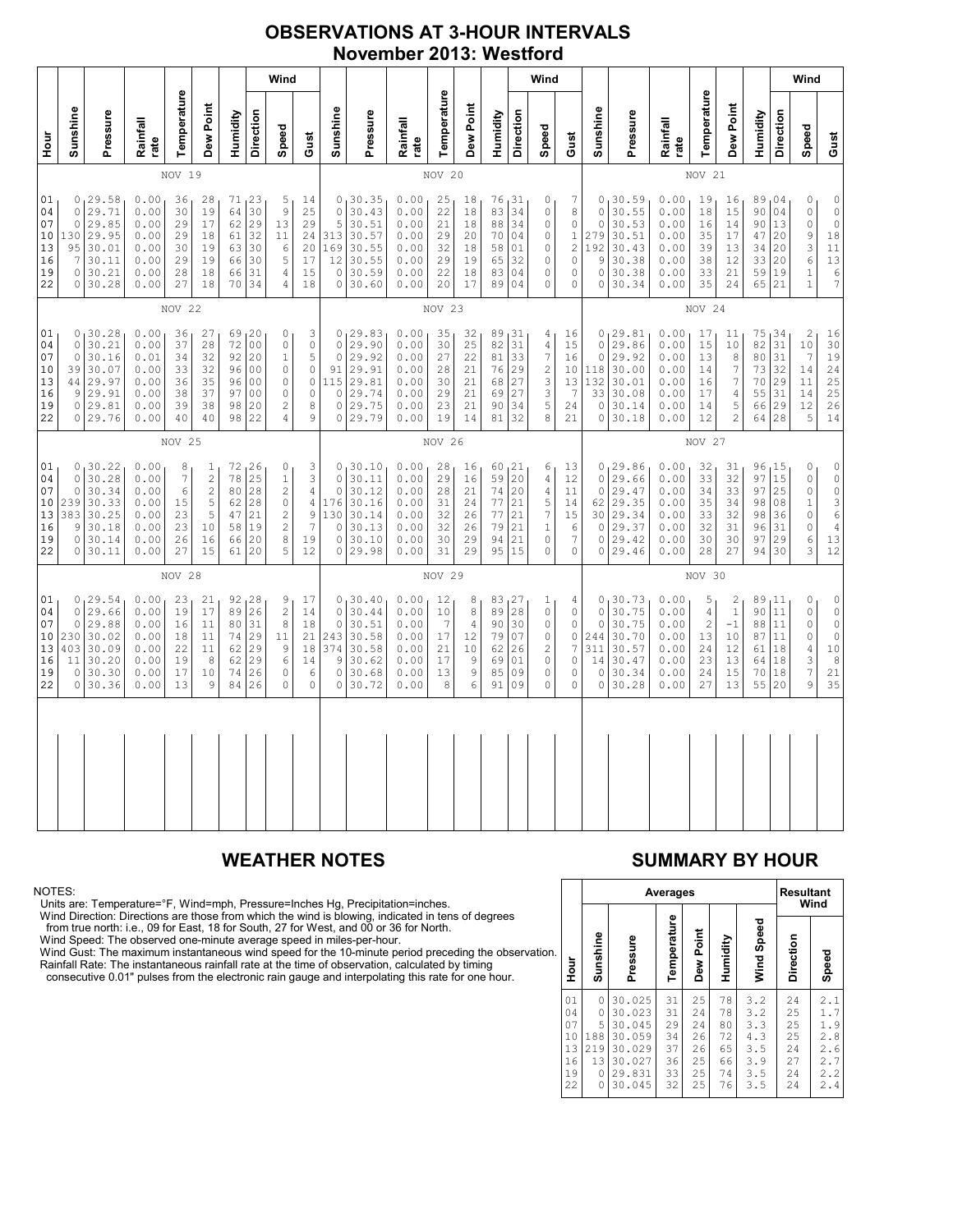# OBSERVATIONS AT 3-HOUR INTERVALS
## November 2013: Westford

### NOV 19 / NOV 20 / NOV 21

| Hour | Sunshine | Pressure | Rainfall rate | Temperature | Dew Point | Humidity | Wind Direction | Wind Speed | Wind Gust | Sunshine | Pressure | Rainfall rate | Temperature | Dew Point | Humidity | Wind Direction | Wind Speed | Wind Gust | Sunshine | Pressure | Rainfall rate | Temperature | Dew Point | Humidity | Wind Direction | Wind Speed | Wind Gust |
|---|---|---|---|---|---|---|---|---|---|---|---|---|---|---|---|---|---|---|---|---|---|---|---|---|---|---|---|
| | NOV 19 | | | | | | | | | NOV 20 | | | | | | | | | NOV 21 | | | | | | | | |
| 01 | 0 | 29.58 | 0.00 | 36 | 28 | 71 | 23 | 5 | 14 | 0 | 30.35 | 0.00 | 25 | 18 | 76 | 31 | 0 | 7 | 0 | 30.59 | 0.00 | 19 | 16 | 89 | 04 | 0 | 0 |
| 04 | 0 | 29.71 | 0.00 | 30 | 19 | 64 | 30 | 9 | 25 | 0 | 30.43 | 0.00 | 22 | 18 | 83 | 34 | 0 | 8 | 0 | 30.55 | 0.00 | 18 | 15 | 90 | 04 | 0 | 0 |
| 07 | 0 | 29.85 | 0.00 | 29 | 17 | 62 | 29 | 13 | 29 | 5 | 30.51 | 0.00 | 21 | 18 | 88 | 34 | 0 | 0 | 0 | 30.53 | 0.00 | 16 | 14 | 90 | 13 | 0 | 0 |
| 10 | 130 | 29.95 | 0.00 | 29 | 18 | 61 | 32 | 11 | 24 | 313 | 30.57 | 0.00 | 29 | 20 | 70 | 04 | 0 | 1 | 279 | 30.51 | 0.00 | 35 | 17 | 47 | 20 | 0 | 0 |
| 13 | 95 | 30.01 | 0.00 | 30 | 19 | 63 | 30 | 6 | 20 | 169 | 30.55 | 0.00 | 32 | 18 | 58 | 01 | 0 | 2 | 192 | 30.43 | 0.00 | 39 | 13 | 34 | 20 | 9 | 18 |
| 16 | 7 | 30.11 | 0.00 | 29 | 19 | 66 | 30 | 5 | 17 | 12 | 30.55 | 0.00 | 29 | 19 | 65 | 32 | 0 | 0 | 9 | 30.38 | 0.00 | 38 | 12 | 33 | 20 | 6 | 13 |
| 19 | 0 | 30.21 | 0.00 | 28 | 18 | 66 | 31 | 4 | 15 | 0 | 30.59 | 0.00 | 22 | 18 | 83 | 04 | 0 | 0 | 0 | 30.38 | 0.00 | 33 | 21 | 59 | 19 | 1 | 6 |
| 22 | 0 | 30.28 | 0.00 | 27 | 18 | 70 | 34 | 4 | 18 | 0 | 30.60 | 0.00 | 20 | 17 | 89 | 04 | 0 | 0 | 0 | 30.34 | 0.00 | 35 | 24 | 65 | 21 | 1 | 7 |
| | NOV 22 | | | | | | | | | NOV 23 | | | | | | | | | NOV 24 | | | | | | | | |
| 01 | 0 | 30.28 | 0.00 | 36 | 27 | 69 | 20 | 0 | 3 | 0 | 29.83 | 0.00 | 35 | 32 | 89 | 31 | 4 | 16 | 0 | 29.81 | 0.00 | 17 | 11 | 75 | 34 | 2 | 16 |
| 04 | 0 | 30.21 | 0.00 | 37 | 28 | 72 | 00 | 0 | 0 | 0 | 29.90 | 0.00 | 30 | 25 | 82 | 31 | 4 | 15 | 0 | 29.86 | 0.00 | 15 | 10 | 82 | 31 | 10 | 30 |
| 07 | 0 | 30.16 | 0.01 | 34 | 32 | 92 | 20 | 1 | 5 | 0 | 29.92 | 0.00 | 27 | 22 | 81 | 33 | 7 | 16 | 0 | 29.92 | 0.00 | 13 | 8 | 80 | 31 | 7 | 19 |
| 10 | 39 | 30.07 | 0.00 | 33 | 32 | 96 | 00 | 0 | 0 | 91 | 29.91 | 0.00 | 28 | 21 | 76 | 29 | 2 | 10 | 118 | 30.00 | 0.00 | 14 | 7 | 73 | 32 | 14 | 24 |
| 13 | 44 | 29.97 | 0.00 | 36 | 35 | 96 | 00 | 0 | 0 | 115 | 29.81 | 0.00 | 30 | 21 | 68 | 27 | 3 | 13 | 132 | 30.01 | 0.00 | 16 | 7 | 70 | 29 | 11 | 25 |
| 16 | 9 | 29.91 | 0.00 | 38 | 37 | 97 | 00 | 0 | 0 | 0 | 29.74 | 0.00 | 29 | 21 | 69 | 27 | 3 | 7 | 33 | 30.08 | 0.00 | 17 | 4 | 55 | 31 | 14 | 25 |
| 19 | 0 | 29.81 | 0.00 | 39 | 38 | 98 | 20 | 2 | 8 | 0 | 29.75 | 0.00 | 23 | 21 | 90 | 34 | 5 | 24 | 0 | 30.14 | 0.00 | 14 | 5 | 66 | 29 | 12 | 26 |
| 22 | 0 | 29.76 | 0.00 | 40 | 40 | 98 | 22 | 4 | 9 | 0 | 29.79 | 0.00 | 19 | 14 | 81 | 32 | 8 | 21 | 0 | 30.18 | 0.00 | 12 | 2 | 64 | 28 | 5 | 14 |
| | NOV 25 | | | | | | | | | NOV 26 | | | | | | | | | NOV 27 | | | | | | | | |
| 01 | 0 | 30.22 | 0.00 | 8 | 1 | 72 | 26 | 0 | 3 | 0 | 30.10 | 0.00 | 28 | 16 | 60 | 21 | 6 | 13 | 0 | 29.86 | 0.00 | 32 | 31 | 96 | 15 | 0 | 0 |
| 04 | 0 | 30.28 | 0.00 | 7 | 2 | 78 | 25 | 1 | 3 | 0 | 30.11 | 0.00 | 29 | 16 | 59 | 20 | 4 | 12 | 0 | 29.66 | 0.00 | 33 | 32 | 97 | 15 | 0 | 0 |
| 07 | 0 | 30.34 | 0.00 | 6 | 2 | 80 | 28 | 2 | 4 | 0 | 30.12 | 0.00 | 28 | 21 | 74 | 20 | 4 | 11 | 0 | 29.47 | 0.00 | 34 | 33 | 97 | 25 | 0 | 0 |
| 10 | 239 | 30.33 | 0.00 | 15 | 5 | 62 | 28 | 0 | 4 | 176 | 30.16 | 0.00 | 31 | 24 | 77 | 21 | 5 | 14 | 62 | 29.35 | 0.00 | 35 | 34 | 98 | 08 | 1 | 3 |
| 13 | 383 | 30.25 | 0.00 | 23 | 5 | 47 | 21 | 2 | 9 | 130 | 30.14 | 0.00 | 32 | 26 | 77 | 21 | 7 | 15 | 30 | 29.34 | 0.00 | 33 | 32 | 98 | 36 | 0 | 6 |
| 16 | 9 | 30.18 | 0.00 | 23 | 10 | 58 | 19 | 2 | 7 | 0 | 30.13 | 0.00 | 32 | 26 | 79 | 21 | 1 | 6 | 0 | 29.37 | 0.00 | 32 | 31 | 96 | 31 | 0 | 4 |
| 19 | 0 | 30.14 | 0.00 | 26 | 16 | 66 | 20 | 8 | 19 | 0 | 30.10 | 0.00 | 30 | 29 | 94 | 21 | 0 | 7 | 0 | 29.42 | 0.00 | 30 | 30 | 97 | 29 | 6 | 13 |
| 22 | 0 | 30.11 | 0.00 | 27 | 15 | 61 | 20 | 5 | 12 | 0 | 29.98 | 0.00 | 31 | 29 | 95 | 15 | 0 | 0 | 0 | 29.46 | 0.00 | 28 | 27 | 94 | 30 | 3 | 12 |
| | NOV 28 | | | | | | | | | NOV 29 | | | | | | | | | NOV 30 | | | | | | | | |
| 01 | 0 | 29.54 | 0.00 | 23 | 21 | 92 | 28 | 9 | 17 | 0 | 30.40 | 0.00 | 12 | 8 | 83 | 27 | 1 | 4 | 0 | 30.73 | 0.00 | 5 | 2 | 89 | 11 | 0 | 0 |
| 04 | 0 | 29.66 | 0.00 | 19 | 17 | 89 | 26 | 2 | 14 | 0 | 30.44 | 0.00 | 10 | 8 | 89 | 28 | 0 | 0 | 0 | 30.75 | 0.00 | 4 | 1 | 90 | 11 | 0 | 0 |
| 07 | 0 | 29.88 | 0.00 | 16 | 11 | 80 | 31 | 8 | 18 | 0 | 30.51 | 0.00 | 7 | 4 | 90 | 30 | 0 | 0 | 0 | 30.75 | 0.00 | 2 | -1 | 88 | 11 | 0 | 0 |
| 10 | 230 | 30.02 | 0.00 | 18 | 11 | 74 | 29 | 11 | 21 | 243 | 30.58 | 0.00 | 17 | 12 | 79 | 07 | 0 | 0 | 244 | 30.70 | 0.00 | 13 | 10 | 87 | 11 | 0 | 0 |
| 13 | 403 | 30.09 | 0.00 | 22 | 11 | 62 | 29 | 9 | 18 | 374 | 30.58 | 0.00 | 21 | 10 | 62 | 26 | 2 | 7 | 311 | 30.57 | 0.00 | 24 | 12 | 61 | 18 | 4 | 10 |
| 16 | 11 | 30.20 | 0.00 | 19 | 8 | 62 | 29 | 6 | 14 | 9 | 30.62 | 0.00 | 17 | 9 | 69 | 01 | 0 | 0 | 14 | 30.47 | 0.00 | 23 | 13 | 64 | 18 | 3 | 8 |
| 19 | 0 | 30.30 | 0.00 | 17 | 10 | 74 | 26 | 0 | 6 | 0 | 30.68 | 0.00 | 13 | 9 | 85 | 09 | 0 | 0 | 0 | 30.34 | 0.00 | 24 | 15 | 70 | 18 | 7 | 21 |
| 22 | 0 | 30.36 | 0.00 | 13 | 9 | 84 | 26 | 0 | 0 | 0 | 30.72 | 0.00 | 8 | 6 | 91 | 09 | 0 | 0 | 0 | 30.28 | 0.00 | 27 | 13 | 55 | 20 | 9 | 35 |

## WEATHER NOTES

NOTES:
Units are: Temperature=°F, Wind=mph, Pressure=Inches Hg, Precipitation=inches.
Wind Direction: Directions are those from which the wind is blowing, indicated in tens of degrees from true north: i.e., 09 for East, 18 for South, 27 for West, and 00 or 36 for North.
Wind Speed: The observed one-minute average speed in miles-per-hour.
Wind Gust: The maximum instantaneous wind speed for the 10-minute period preceding the observation.
Rainfall Rate: The instantaneous rainfall rate at the time of observation, calculated by timing consecutive 0.01" pulses from the electronic rain gauge and interpolating this rate for one hour.

## SUMMARY BY HOUR

| Hour | Averages | | | | | | Resultant Wind | |
|---|---|---|---|---|---|---|---|---|
| | Sunshine | Pressure | Temperature | Dew Point | Humidity | Wind Speed | Direction | Speed |
| 01 | 0 | 30.025 | 31 | 25 | 78 | 3.2 | 24 | 2.1 |
| 04 | 0 | 30.023 | 31 | 24 | 78 | 3.2 | 25 | 1.7 |
| 07 | 5 | 30.045 | 29 | 24 | 80 | 3.3 | 25 | 1.9 |
| 10 | 188 | 30.059 | 34 | 26 | 72 | 4.3 | 25 | 2.8 |
| 13 | 219 | 30.029 | 37 | 26 | 65 | 3.5 | 24 | 2.6 |
| 16 | 13 | 30.027 | 36 | 25 | 66 | 3.9 | 27 | 2.7 |
| 19 | 0 | 29.831 | 33 | 25 | 74 | 3.5 | 24 | 2.2 |
| 22 | 0 | 30.045 | 32 | 25 | 76 | 3.5 | 24 | 2.4 |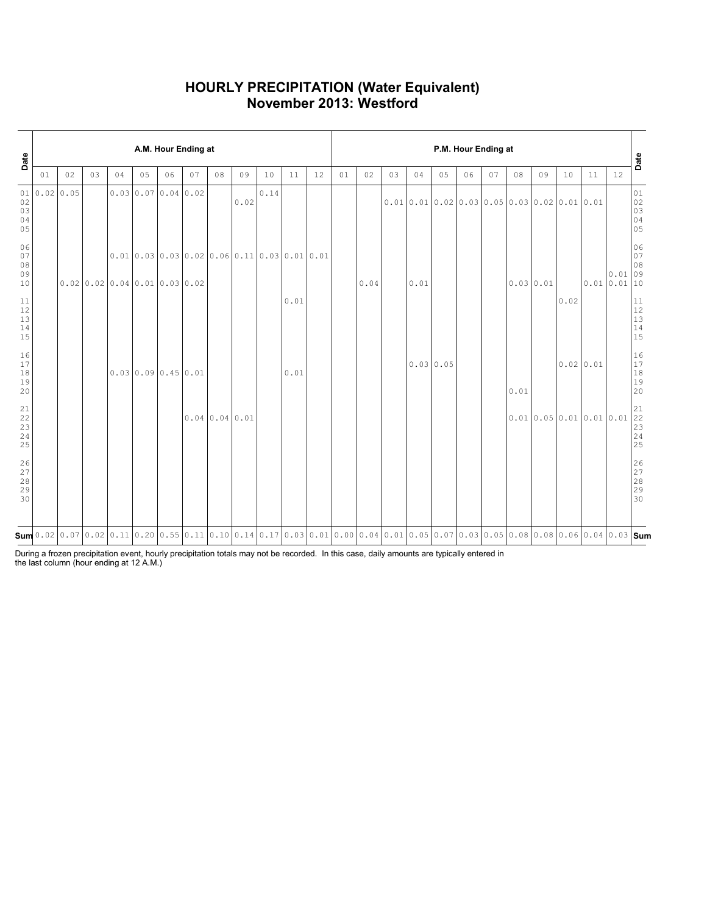# HOURLY PRECIPITATION (Water Equivalent)
# November 2013: Westford

| Date | A.M. Hour Ending at | | | | | | | | | | | | P.M. Hour Ending at | | | | | | | | | | | | Date |
|---|---|---|---|---|---|---|---|---|---|---|---|---|---|---|---|---|---|---|---|---|---|---|---|---|---|
| | 01 | 02 | 03 | 04 | 05 | 06 | 07 | 08 | 09 | 10 | 11 | 12 | 01 | 02 | 03 | 04 | 05 | 06 | 07 | 08 | 09 | 10 | 11 | 12 | |
| 01 | 0.02 | 0.05 | | 0.03 | 0.07 | 0.04 | 0.02 | | | 0.14 | | | | | | | | | | | | | | | 01 |
| 02 | | | | | | | | | 0.02 | | | | | | 0.01 | 0.01 | 0.02 | 0.03 | 0.05 | 0.03 | 0.02 | 0.01 | 0.01 | | 02 |
| 03 | | | | | | | | | | | | | | | | | | | | | | | | | 03 |
| 04 | | | | | | | | | | | | | | | | | | | | | | | | | 04 |
| 05 | | | | | | | | | | | | | | | | | | | | | | | | | 05 |
| 06 | | | | | | | | | | | | | | | | | | | | | | | | | 06 |
| 07 | | | | 0.01 | 0.03 | 0.03 | 0.02 | 0.06 | 0.11 | 0.03 | 0.01 | 0.01 | | | | | | | | | | | | | 07 |
| 08 | | | | | | | | | | | | | | | | | | | | | | | | | 08 |
| 09 | | | | | | | | | | | | | | | | | | | | | | | | 0.01 | 09 |
| 10 | | 0.02 | 0.02 | 0.04 | 0.01 | 0.03 | 0.02 | | | | | | | 0.04 | | 0.01 | | | | 0.03 | 0.01 | | 0.01 | 0.01 | 10 |
| 11 | | | | | | | | | | | 0.01 | | | | | | | | | | | 0.02 | | | 11 |
| 12 | | | | | | | | | | | | | | | | | | | | | | | | | 12 |
| 13 | | | | | | | | | | | | | | | | | | | | | | | | | 13 |
| 14 | | | | | | | | | | | | | | | | | | | | | | | | | 14 |
| 15 | | | | | | | | | | | | | | | | | | | | | | | | | 15 |
| 16 | | | | | | | | | | | | | | | | | | | | | | | | | 16 |
| 17 | | | | | | | | | | | | | | | | 0.03 | 0.05 | | | | | 0.02 | 0.01 | | 17 |
| 18 | | | | 0.03 | 0.09 | 0.45 | 0.01 | | | | 0.01 | | | | | | | | | | | | | | 18 |
| 19 | | | | | | | | | | | | | | | | | | | | | | | | | 19 |
| 20 | | | | | | | | | | | | | | | | | | | | 0.01 | | | | | 20 |
| 21 | | | | | | | | | | | | | | | | | | | | | | | | | 21 |
| 22 | | | | | | | 0.04 | 0.04 | 0.01 | | | | | | | | | | | 0.01 | 0.05 | 0.01 | 0.01 | 0.01 | 22 |
| 23 | | | | | | | | | | | | | | | | | | | | | | | | | 23 |
| 24 | | | | | | | | | | | | | | | | | | | | | | | | | 24 |
| 25 | | | | | | | | | | | | | | | | | | | | | | | | | 25 |
| 26 | | | | | | | | | | | | | | | | | | | | | | | | | 26 |
| 27 | | | | | | | | | | | | | | | | | | | | | | | | | 27 |
| 28 | | | | | | | | | | | | | | | | | | | | | | | | | 28 |
| 29 | | | | | | | | | | | | | | | | | | | | | | | | | 29 |
| 30 | | | | | | | | | | | | | | | | | | | | | | | | | 30 |
| **Sum** | 0.02 | 0.07 | 0.02 | 0.11 | 0.20 | 0.55 | 0.11 | 0.10 | 0.14 | 0.17 | 0.03 | 0.01 | 0.00 | 0.04 | 0.01 | 0.05 | 0.07 | 0.03 | 0.05 | 0.08 | 0.08 | 0.06 | 0.04 | 0.03 | **Sum** |

During a frozen precipitation event, hourly precipitation totals may not be recorded. In this case, daily amounts are typically entered in the last column (hour ending at 12 A.M.)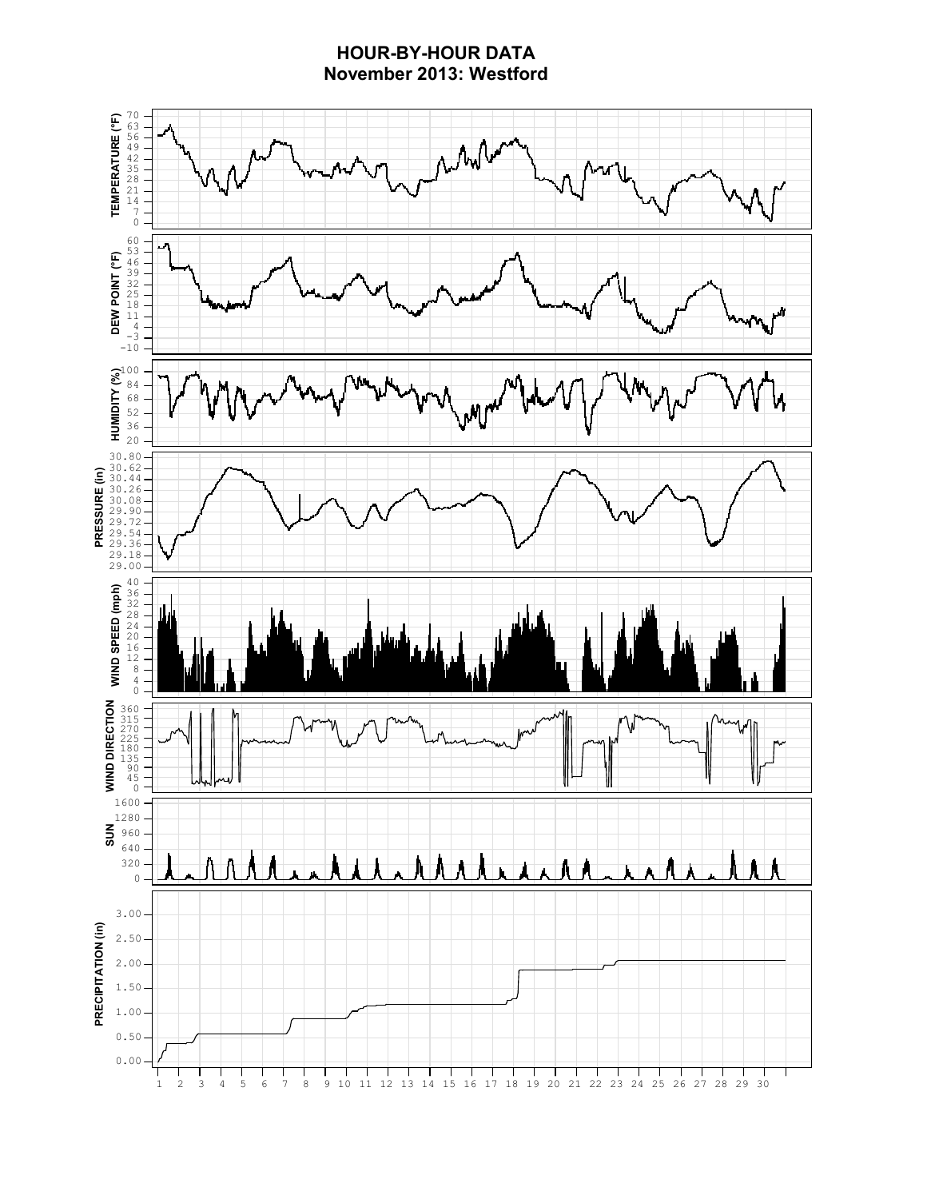# HOUR-BY-HOUR DATA
## November 2013: Westford

TEMPERATURE (°F): 70, 63, 56, 49, 42, 35, 28, 21, 14, 7, 0

DEW POINT (°F): 60, 53, 46, 39, 32, 25, 18, 11, 4, −3, −10

HUMIDITY (%): 100, 84, 68, 52, 36, 20

PRESSURE (in): 30.80, 30.62, 30.44, 30.26, 30.08, 29.90, 29.72, 29.54, 29.36, 29.18, 29.00

WIND SPEED (mph): 40, 36, 32, 28, 24, 20, 16, 12, 8, 4, 0

WIND DIRECTION: 360, 315, 270, 225, 180, 135, 90, 45, 0

SUN: 1600, 1280, 960, 640, 320, 0

PRECIPITATION (in): 3.00, 2.50, 2.00, 1.50, 1.00, 0.50, 0.00

1 2 3 4 5 6 7 8 9 10 11 12 13 14 15 16 17 18 19 20 21 22 23 24 25 26 27 28 29 30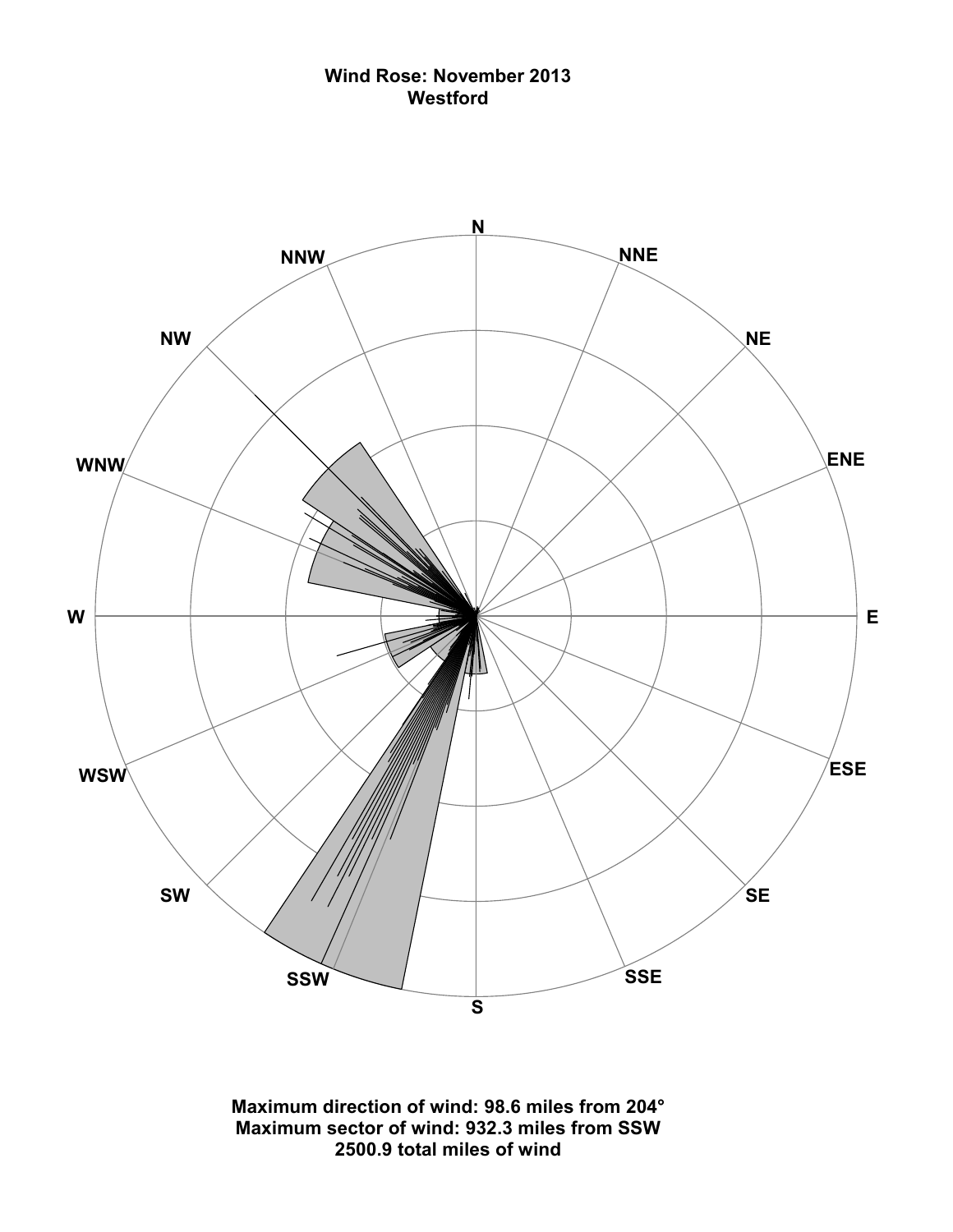# Wind Rose: November 2013
## Westford

N
NNE
NE
ENE
E
ESE
SE
SSE
S
SSW
SW
WSW
W
WNW
NW
NNW

**Maximum direction of wind: 98.6 miles from 204°**
**Maximum sector of wind: 932.3 miles from SSW**
**2500.9 total miles of wind**